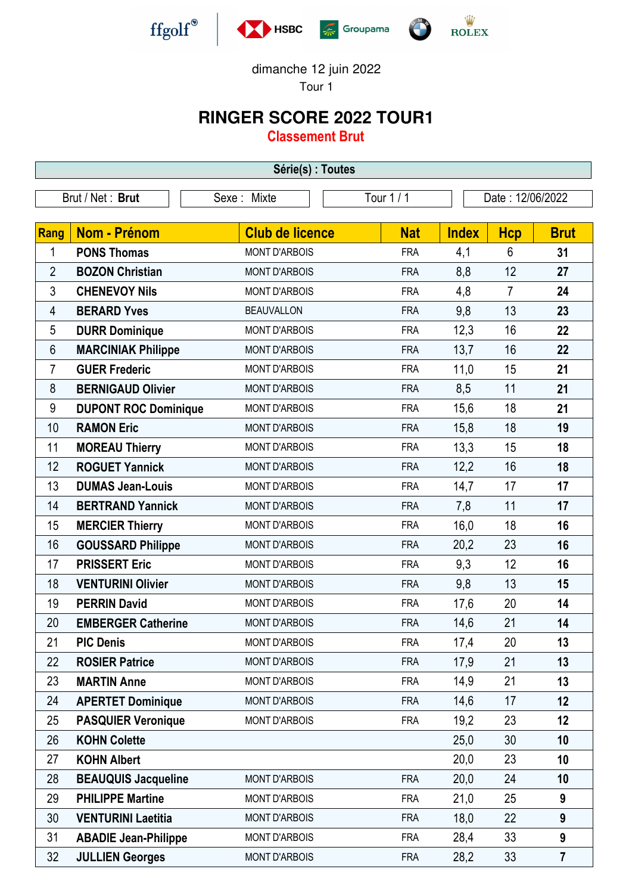dimanche 12 juin 2022

Tour 1

# RINGER SCORE 2022 TOUR1

## Classement Brut

**Série(s) : Toutes**

| Brut / Net : **Brut** | Sexe : Mixte | Tour 1 / 1 | Date : 12/06/2022 |
|---|---|---|---|

| Rang | Nom - Prénom | Club de licence | Nat | Index | Hcp | Brut |
|---|---|---|---|---|---|---|
| 1 | **PONS Thomas** | MONT D'ARBOIS | FRA | 4,1 | 6 | **31** |
| 2 | **BOZON Christian** | MONT D'ARBOIS | FRA | 8,8 | 12 | **27** |
| 3 | **CHENEVOY Nils** | MONT D'ARBOIS | FRA | 4,8 | 7 | **24** |
| 4 | **BERARD Yves** | BEAUVALLON | FRA | 9,8 | 13 | **23** |
| 5 | **DURR Dominique** | MONT D'ARBOIS | FRA | 12,3 | 16 | **22** |
| 6 | **MARCINIAK Philippe** | MONT D'ARBOIS | FRA | 13,7 | 16 | **22** |
| 7 | **GUER Frederic** | MONT D'ARBOIS | FRA | 11,0 | 15 | **21** |
| 8 | **BERNIGAUD Olivier** | MONT D'ARBOIS | FRA | 8,5 | 11 | **21** |
| 9 | **DUPONT ROC Dominique** | MONT D'ARBOIS | FRA | 15,6 | 18 | **21** |
| 10 | **RAMON Eric** | MONT D'ARBOIS | FRA | 15,8 | 18 | **19** |
| 11 | **MOREAU Thierry** | MONT D'ARBOIS | FRA | 13,3 | 15 | **18** |
| 12 | **ROGUET Yannick** | MONT D'ARBOIS | FRA | 12,2 | 16 | **18** |
| 13 | **DUMAS Jean-Louis** | MONT D'ARBOIS | FRA | 14,7 | 17 | **17** |
| 14 | **BERTRAND Yannick** | MONT D'ARBOIS | FRA | 7,8 | 11 | **17** |
| 15 | **MERCIER Thierry** | MONT D'ARBOIS | FRA | 16,0 | 18 | **16** |
| 16 | **GOUSSARD Philippe** | MONT D'ARBOIS | FRA | 20,2 | 23 | **16** |
| 17 | **PRISSERT Eric** | MONT D'ARBOIS | FRA | 9,3 | 12 | **16** |
| 18 | **VENTURINI Olivier** | MONT D'ARBOIS | FRA | 9,8 | 13 | **15** |
| 19 | **PERRIN David** | MONT D'ARBOIS | FRA | 17,6 | 20 | **14** |
| 20 | **EMBERGER Catherine** | MONT D'ARBOIS | FRA | 14,6 | 21 | **14** |
| 21 | **PIC Denis** | MONT D'ARBOIS | FRA | 17,4 | 20 | **13** |
| 22 | **ROSIER Patrice** | MONT D'ARBOIS | FRA | 17,9 | 21 | **13** |
| 23 | **MARTIN Anne** | MONT D'ARBOIS | FRA | 14,9 | 21 | **13** |
| 24 | **APERTET Dominique** | MONT D'ARBOIS | FRA | 14,6 | 17 | **12** |
| 25 | **PASQUIER Veronique** | MONT D'ARBOIS | FRA | 19,2 | 23 | **12** |
| 26 | **KOHN Colette** | | | 25,0 | 30 | **10** |
| 27 | **KOHN Albert** | | | 20,0 | 23 | **10** |
| 28 | **BEAUQUIS Jacqueline** | MONT D'ARBOIS | FRA | 20,0 | 24 | **10** |
| 29 | **PHILIPPE Martine** | MONT D'ARBOIS | FRA | 21,0 | 25 | **9** |
| 30 | **VENTURINI Laetitia** | MONT D'ARBOIS | FRA | 18,0 | 22 | **9** |
| 31 | **ABADIE Jean-Philippe** | MONT D'ARBOIS | FRA | 28,4 | 33 | **9** |
| 32 | **JULLIEN Georges** | MONT D'ARBOIS | FRA | 28,2 | 33 | **7** |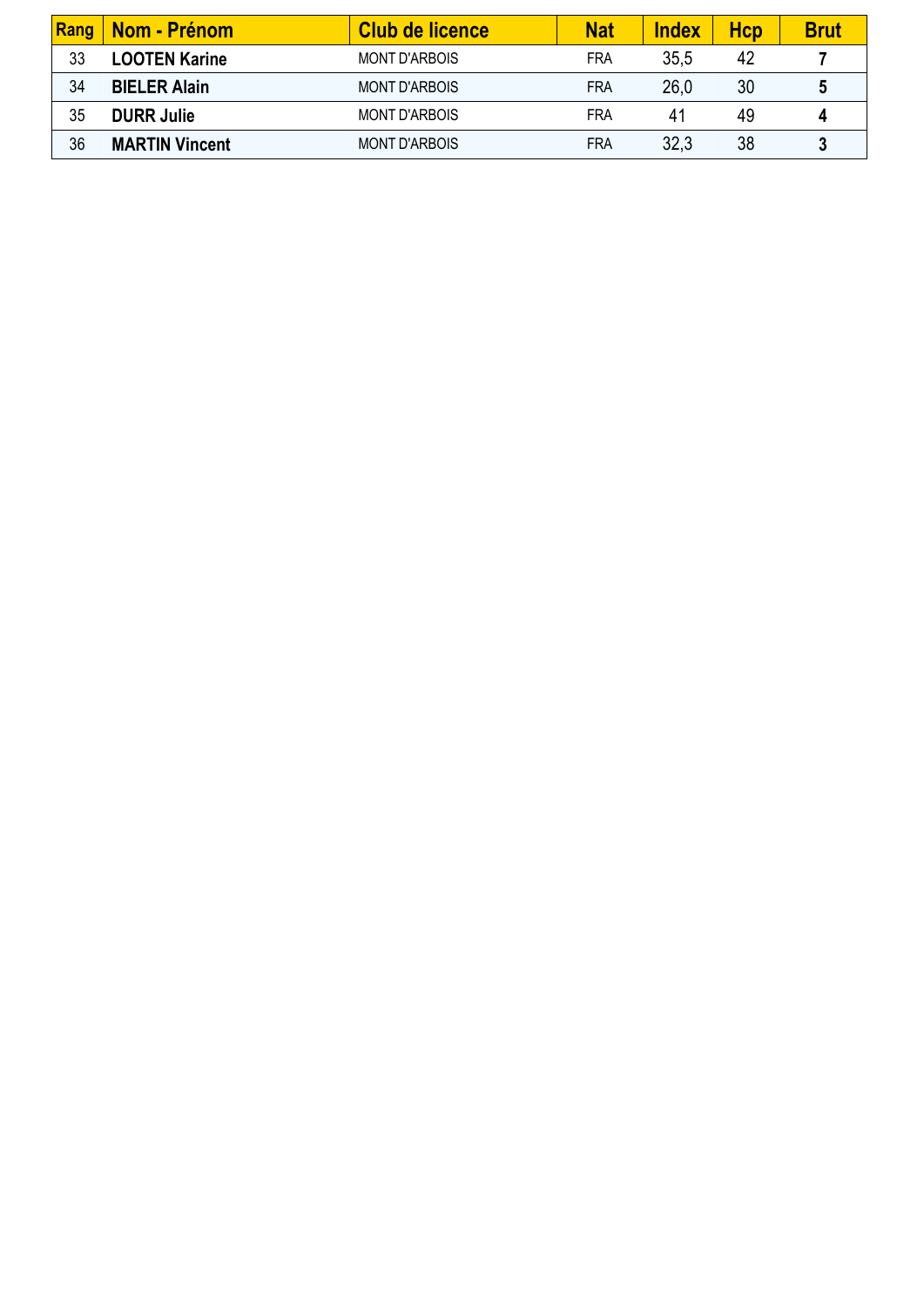| Rang | Nom - Prénom | Club de licence | Nat | Index | Hcp | Brut |
|---|---|---|---|---|---|---|
| 33 | **LOOTEN Karine** | MONT D'ARBOIS | FRA | 35,5 | 42 | **7** |
| 34 | **BIELER Alain** | MONT D'ARBOIS | FRA | 26,0 | 30 | **5** |
| 35 | **DURR Julie** | MONT D'ARBOIS | FRA | 41 | 49 | **4** |
| 36 | **MARTIN Vincent** | MONT D'ARBOIS | FRA | 32,3 | 38 | **3** |